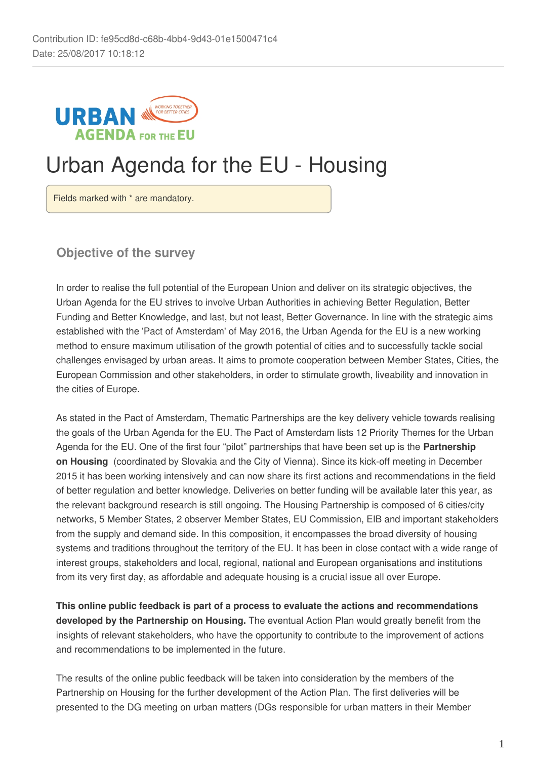Contribution ID: fe95cd8d-c68b-4bb4-9d43-01e1500471c4
Date: 25/08/2017 10:18:12

# Urban Agenda for the EU - Housing

Fields marked with * are mandatory.

## Objective of the survey

In order to realise the full potential of the European Union and deliver on its strategic objectives, the Urban Agenda for the EU strives to involve Urban Authorities in achieving Better Regulation, Better Funding and Better Knowledge, and last, but not least, Better Governance. In line with the strategic aims established with the 'Pact of Amsterdam' of May 2016, the Urban Agenda for the EU is a new working method to ensure maximum utilisation of the growth potential of cities and to successfully tackle social challenges envisaged by urban areas. It aims to promote cooperation between Member States, Cities, the European Commission and other stakeholders, in order to stimulate growth, liveability and innovation in the cities of Europe.

As stated in the Pact of Amsterdam, Thematic Partnerships are the key delivery vehicle towards realising the goals of the Urban Agenda for the EU. The Pact of Amsterdam lists 12 Priority Themes for the Urban Agenda for the EU. One of the first four "pilot" partnerships that have been set up is the **Partnership on Housing** (coordinated by Slovakia and the City of Vienna). Since its kick-off meeting in December 2015 it has been working intensively and can now share its first actions and recommendations in the field of better regulation and better knowledge. Deliveries on better funding will be available later this year, as the relevant background research is still ongoing. The Housing Partnership is composed of 6 cities/city networks, 5 Member States, 2 observer Member States, EU Commission, EIB and important stakeholders from the supply and demand side. In this composition, it encompasses the broad diversity of housing systems and traditions throughout the territory of the EU. It has been in close contact with a wide range of interest groups, stakeholders and local, regional, national and European organisations and institutions from its very first day, as affordable and adequate housing is a crucial issue all over Europe.

**This online public feedback is part of a process to evaluate the actions and recommendations developed by the Partnership on Housing.** The eventual Action Plan would greatly benefit from the insights of relevant stakeholders, who have the opportunity to contribute to the improvement of actions and recommendations to be implemented in the future.

The results of the online public feedback will be taken into consideration by the members of the Partnership on Housing for the further development of the Action Plan. The first deliveries will be presented to the DG meeting on urban matters (DGs responsible for urban matters in their Member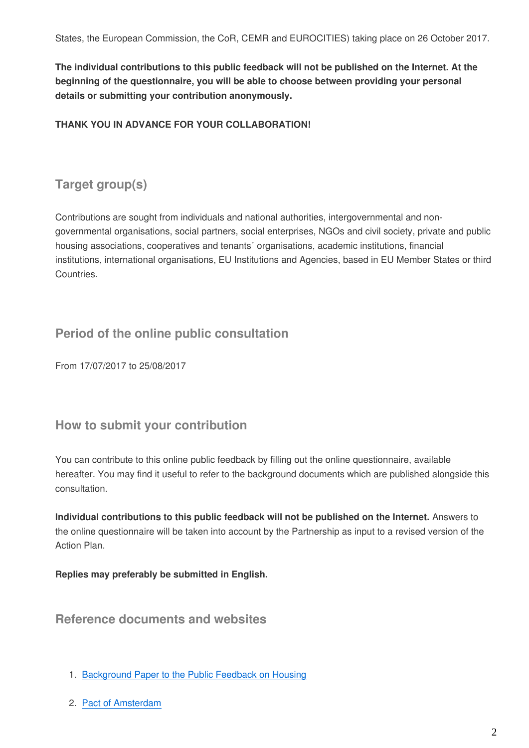States, the European Commission, the CoR, CEMR and EUROCITIES) taking place on 26 October 2017.

**The individual contributions to this public feedback will not be published on the Internet. At the beginning of the questionnaire, you will be able to choose between providing your personal details or submitting your contribution anonymously.**

**THANK YOU IN ADVANCE FOR YOUR COLLABORATION!**

## Target group(s)

Contributions are sought from individuals and national authorities, intergovernmental and non-governmental organisations, social partners, social enterprises, NGOs and civil society, private and public housing associations, cooperatives and tenants´ organisations, academic institutions, financial institutions, international organisations, EU Institutions and Agencies, based in EU Member States or third Countries.

## Period of the online public consultation

From 17/07/2017 to 25/08/2017

## How to submit your contribution

You can contribute to this online public feedback by filling out the online questionnaire, available hereafter. You may find it useful to refer to the background documents which are published alongside this consultation.

**Individual contributions to this public feedback will not be published on the Internet.** Answers to the online questionnaire will be taken into account by the Partnership as input to a revised version of the Action Plan.

**Replies may preferably be submitted in English.**

## Reference documents and websites

1. Background Paper to the Public Feedback on Housing
2. Pact of Amsterdam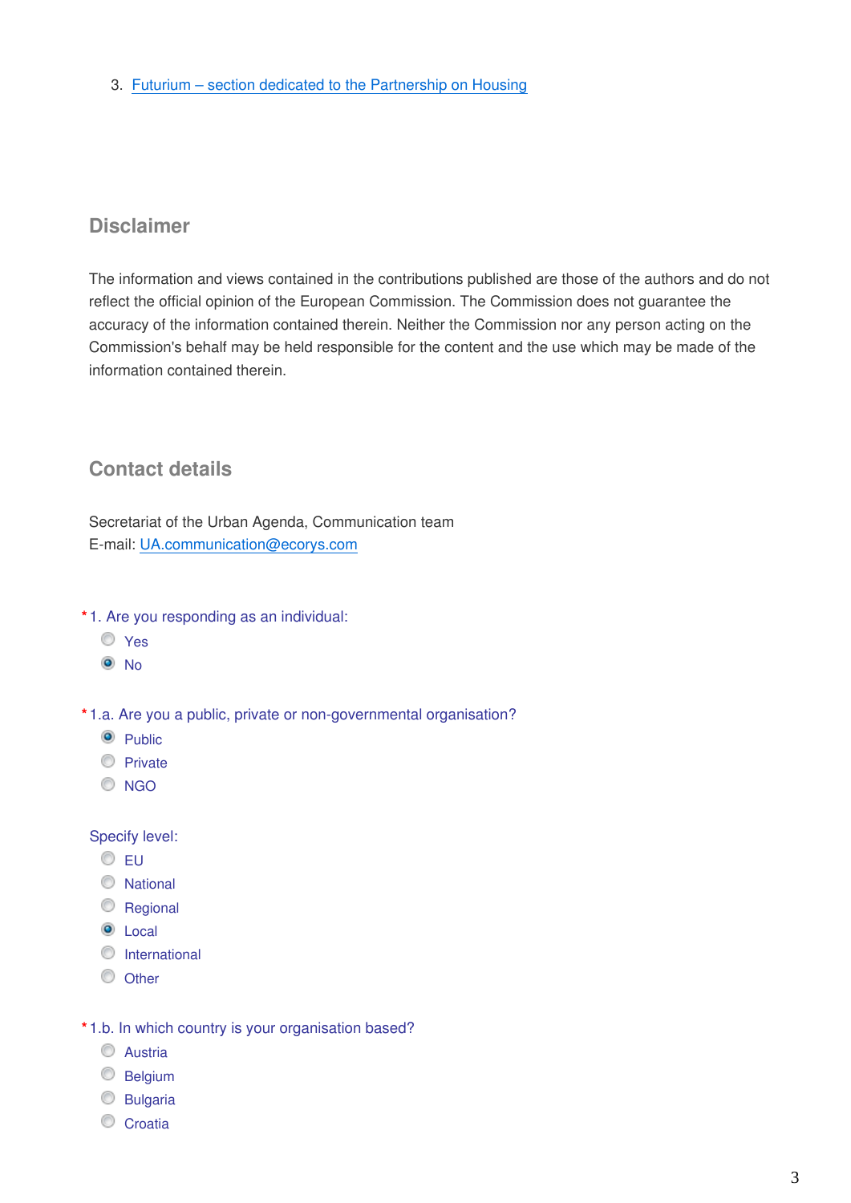3. Futurium – section dedicated to the Partnership on Housing

## Disclaimer

The information and views contained in the contributions published are those of the authors and do not reflect the official opinion of the European Commission. The Commission does not guarantee the accuracy of the information contained therein. Neither the Commission nor any person acting on the Commission's behalf may be held responsible for the content and the use which may be made of the information contained therein.

## Contact details

Secretariat of the Urban Agenda, Communication team
E-mail: UA.communication@ecorys.com

*1. Are you responding as an individual:
- ○ Yes
- ● No

*1.a. Are you a public, private or non-governmental organisation?
- ● Public
- ○ Private
- ○ NGO

Specify level:
- ○ EU
- ○ National
- ○ Regional
- ● Local
- ○ International
- ○ Other

*1.b. In which country is your organisation based?
- ○ Austria
- ○ Belgium
- ○ Bulgaria
- ○ Croatia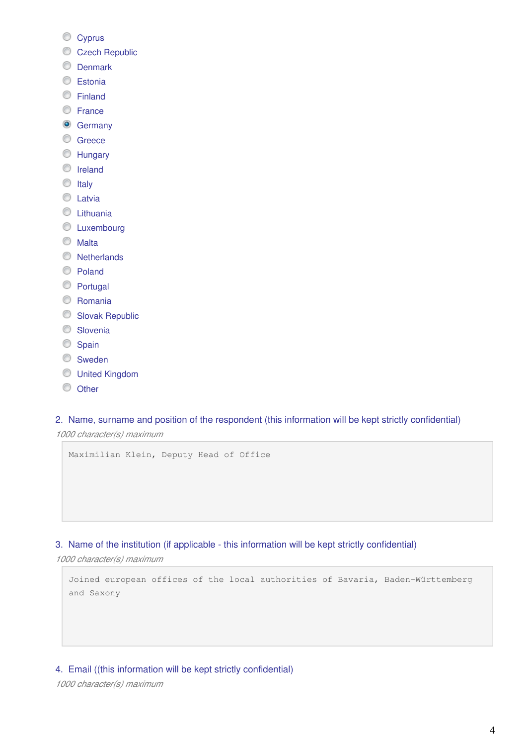- ( ) Cyprus
- ( ) Czech Republic
- ( ) Denmark
- ( ) Estonia
- ( ) Finland
- ( ) France
- (•) Germany
- ( ) Greece
- ( ) Hungary
- ( ) Ireland
- ( ) Italy
- ( ) Latvia
- ( ) Lithuania
- ( ) Luxembourg
- ( ) Malta
- ( ) Netherlands
- ( ) Poland
- ( ) Portugal
- ( ) Romania
- ( ) Slovak Republic
- ( ) Slovenia
- ( ) Spain
- ( ) Sweden
- ( ) United Kingdom
- ( ) Other

2. Name, surname and position of the respondent (this information will be kept strictly confidential)

*1000 character(s) maximum*

```
Maximilian Klein, Deputy Head of Office
```

3. Name of the institution (if applicable - this information will be kept strictly confidential)

*1000 character(s) maximum*

```
Joined european offices of the local authorities of Bavaria, Baden-Württemberg
and Saxony
```

4. Email ((this information will be kept strictly confidential)

*1000 character(s) maximum*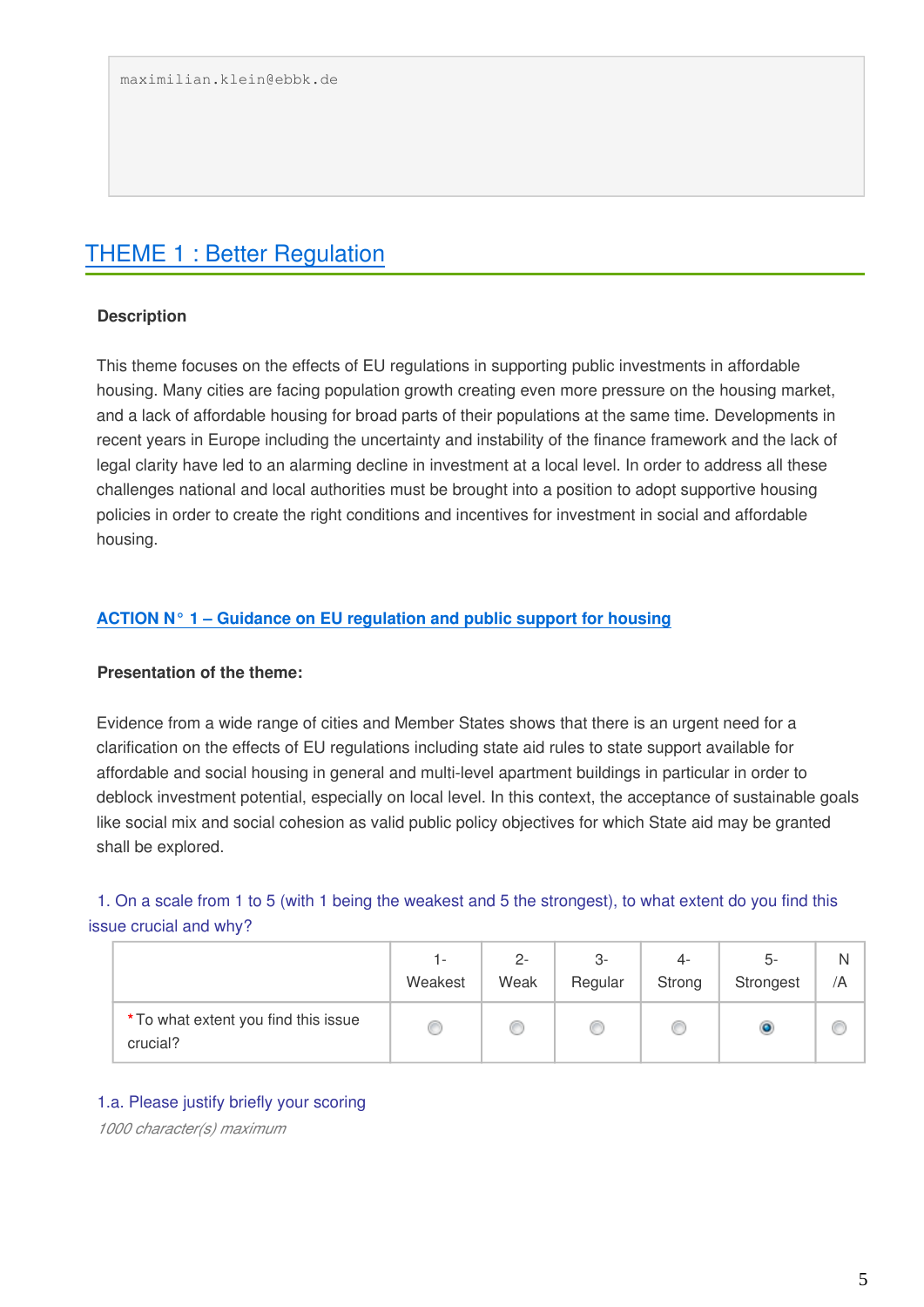```
maximilian.klein@ebbk.de
```

## THEME 1 : Better Regulation

**Description**

This theme focuses on the effects of EU regulations in supporting public investments in affordable housing. Many cities are facing population growth creating even more pressure on the housing market, and a lack of affordable housing for broad parts of their populations at the same time. Developments in recent years in Europe including the uncertainty and instability of the finance framework and the lack of legal clarity have led to an alarming decline in investment at a local level. In order to address all these challenges national and local authorities must be brought into a position to adopt supportive housing policies in order to create the right conditions and incentives for investment in social and affordable housing.

### ACTION N° 1 – Guidance on EU regulation and public support for housing

**Presentation of the theme:**

Evidence from a wide range of cities and Member States shows that there is an urgent need for a clarification on the effects of EU regulations including state aid rules to state support available for affordable and social housing in general and multi-level apartment buildings in particular in order to deblock investment potential, especially on local level. In this context, the acceptance of sustainable goals like social mix and social cohesion as valid public policy objectives for which State aid may be granted shall be explored.

1. On a scale from 1 to 5 (with 1 being the weakest and 5 the strongest), to what extent do you find this issue crucial and why?

| | 1-Weakest | 2-Weak | 3-Regular | 4-Strong | 5-Strongest | N/A |
|---|---|---|---|---|---|---|
| * To what extent you find this issue crucial? | | | | | X | |

1.a. Please justify briefly your scoring

*1000 character(s) maximum*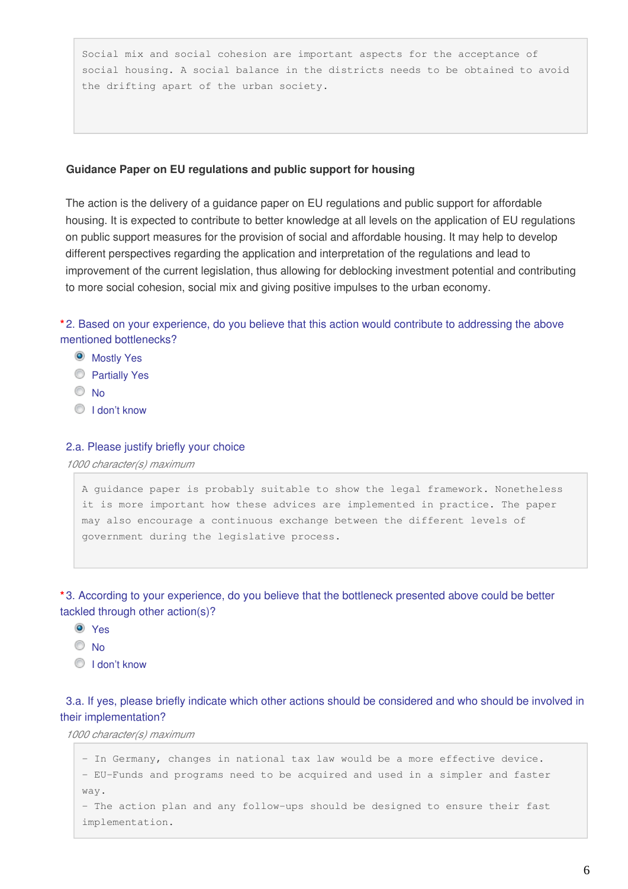```
Social mix and social cohesion are important aspects for the acceptance of
social housing. A social balance in the districts needs to be obtained to avoid
the drifting apart of the urban society.
```

**Guidance Paper on EU regulations and public support for housing**

The action is the delivery of a guidance paper on EU regulations and public support for affordable housing. It is expected to contribute to better knowledge at all levels on the application of EU regulations on public support measures for the provision of social and affordable housing. It may help to develop different perspectives regarding the application and interpretation of the regulations and lead to improvement of the current legislation, thus allowing for deblocking investment potential and contributing to more social cohesion, social mix and giving positive impulses to the urban economy.

*2. Based on your experience, do you believe that this action would contribute to addressing the above mentioned bottlenecks?

- (●) Mostly Yes
- ( ) Partially Yes
- ( ) No
- ( ) I don't know

2.a. Please justify briefly your choice

*1000 character(s) maximum*

```
A guidance paper is probably suitable to show the legal framework. Nonetheless
it is more important how these advices are implemented in practice. The paper
may also encourage a continuous exchange between the different levels of
government during the legislative process.
```

*3. According to your experience, do you believe that the bottleneck presented above could be better tackled through other action(s)?

- (●) Yes
- ( ) No
- ( ) I don't know

3.a. If yes, please briefly indicate which other actions should be considered and who should be involved in their implementation?

*1000 character(s) maximum*

```
- In Germany, changes in national tax law would be a more effective device.
- EU-Funds and programs need to be acquired and used in a simpler and faster
way.
- The action plan and any follow-ups should be designed to ensure their fast
implementation.
```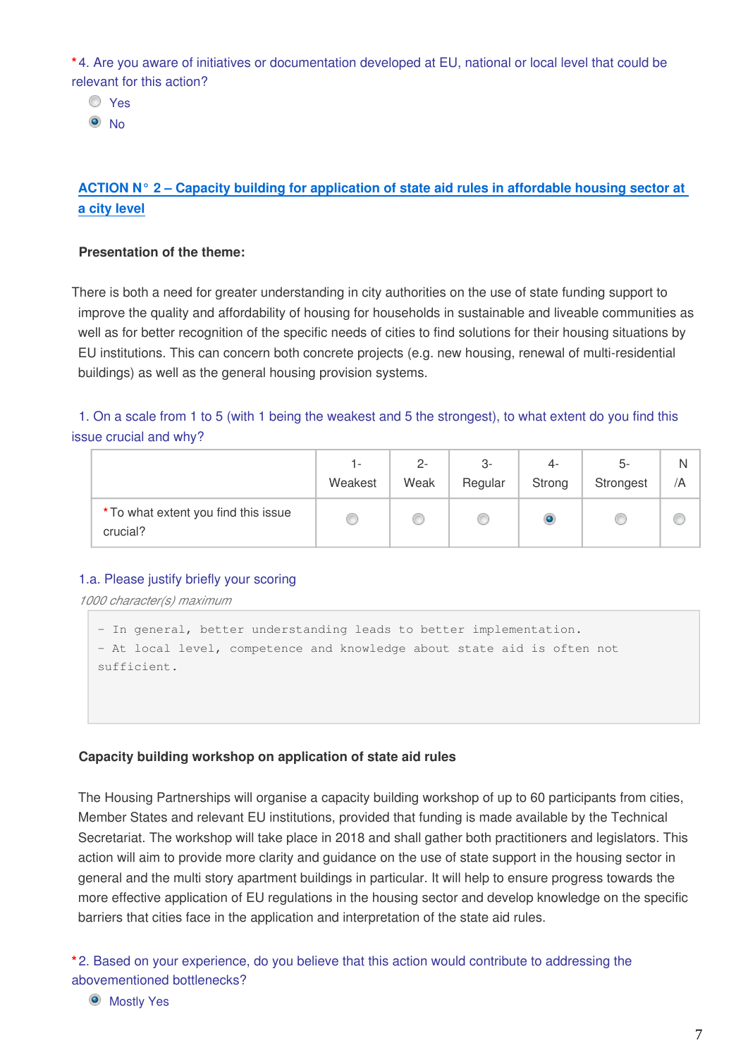*4. Are you aware of initiatives or documentation developed at EU, national or local level that could be relevant for this action?

- ○ Yes
- ◉ No

## ACTION N° 2 – Capacity building for application of state aid rules in affordable housing sector at a city level

**Presentation of the theme:**

There is both a need for greater understanding in city authorities on the use of state funding support to improve the quality and affordability of housing for households in sustainable and liveable communities as well as for better recognition of the specific needs of cities to find solutions for their housing situations by EU institutions. This can concern both concrete projects (e.g. new housing, renewal of multi-residential buildings) as well as the general housing provision systems.

1. On a scale from 1 to 5 (with 1 being the weakest and 5 the strongest), to what extent do you find this issue crucial and why?

| | 1- Weakest | 2- Weak | 3- Regular | 4- Strong | 5- Strongest | N/A |
|---|---|---|---|---|---|---|
| *To what extent you find this issue crucial? | ○ | ○ | ○ | ◉ | ○ | ○ |

1.a. Please justify briefly your scoring

*1000 character(s) maximum*

```
- In general, better understanding leads to better implementation.
- At local level, competence and knowledge about state aid is often not sufficient.
```

**Capacity building workshop on application of state aid rules**

The Housing Partnerships will organise a capacity building workshop of up to 60 participants from cities, Member States and relevant EU institutions, provided that funding is made available by the Technical Secretariat. The workshop will take place in 2018 and shall gather both practitioners and legislators. This action will aim to provide more clarity and guidance on the use of state support in the housing sector in general and the multi story apartment buildings in particular. It will help to ensure progress towards the more effective application of EU regulations in the housing sector and develop knowledge on the specific barriers that cities face in the application and interpretation of the state aid rules.

*2. Based on your experience, do you believe that this action would contribute to addressing the abovementioned bottlenecks?

- ◉ Mostly Yes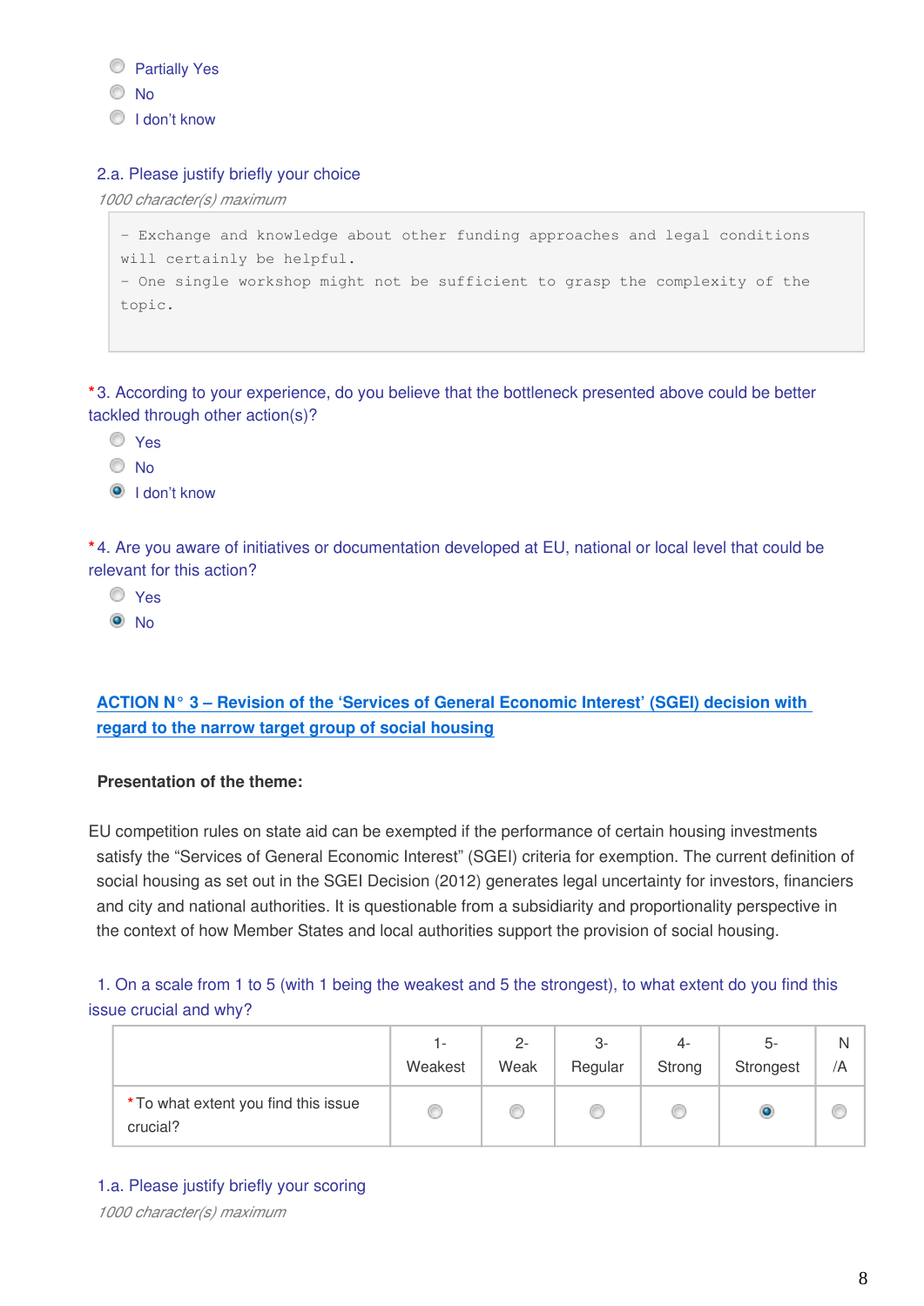- ( ) Partially Yes
- ( ) No
- ( ) I don't know

2.a. Please justify briefly your choice

*1000 character(s) maximum*

```
- Exchange and knowledge about other funding approaches and legal conditions
will certainly be helpful.
- One single workshop might not be sufficient to grasp the complexity of the
topic.
```

*3. According to your experience, do you believe that the bottleneck presented above could be better tackled through other action(s)?

- ( ) Yes
- ( ) No
- (•) I don't know

*4. Are you aware of initiatives or documentation developed at EU, national or local level that could be relevant for this action?

- ( ) Yes
- (•) No

## ACTION N° 3 – Revision of the 'Services of General Economic Interest' (SGEI) decision with regard to the narrow target group of social housing

**Presentation of the theme:**

EU competition rules on state aid can be exempted if the performance of certain housing investments satisfy the "Services of General Economic Interest" (SGEI) criteria for exemption. The current definition of social housing as set out in the SGEI Decision (2012) generates legal uncertainty for investors, financiers and city and national authorities. It is questionable from a subsidiarity and proportionality perspective in the context of how Member States and local authorities support the provision of social housing.

1. On a scale from 1 to 5 (with 1 being the weakest and 5 the strongest), to what extent do you find this issue crucial and why?

| | 1- Weakest | 2- Weak | 3- Regular | 4- Strong | 5- Strongest | N/A |
|---|---|---|---|---|---|---|
| *To what extent you find this issue crucial? | ( ) | ( ) | ( ) | ( ) | (•) | ( ) |

1.a. Please justify briefly your scoring

*1000 character(s) maximum*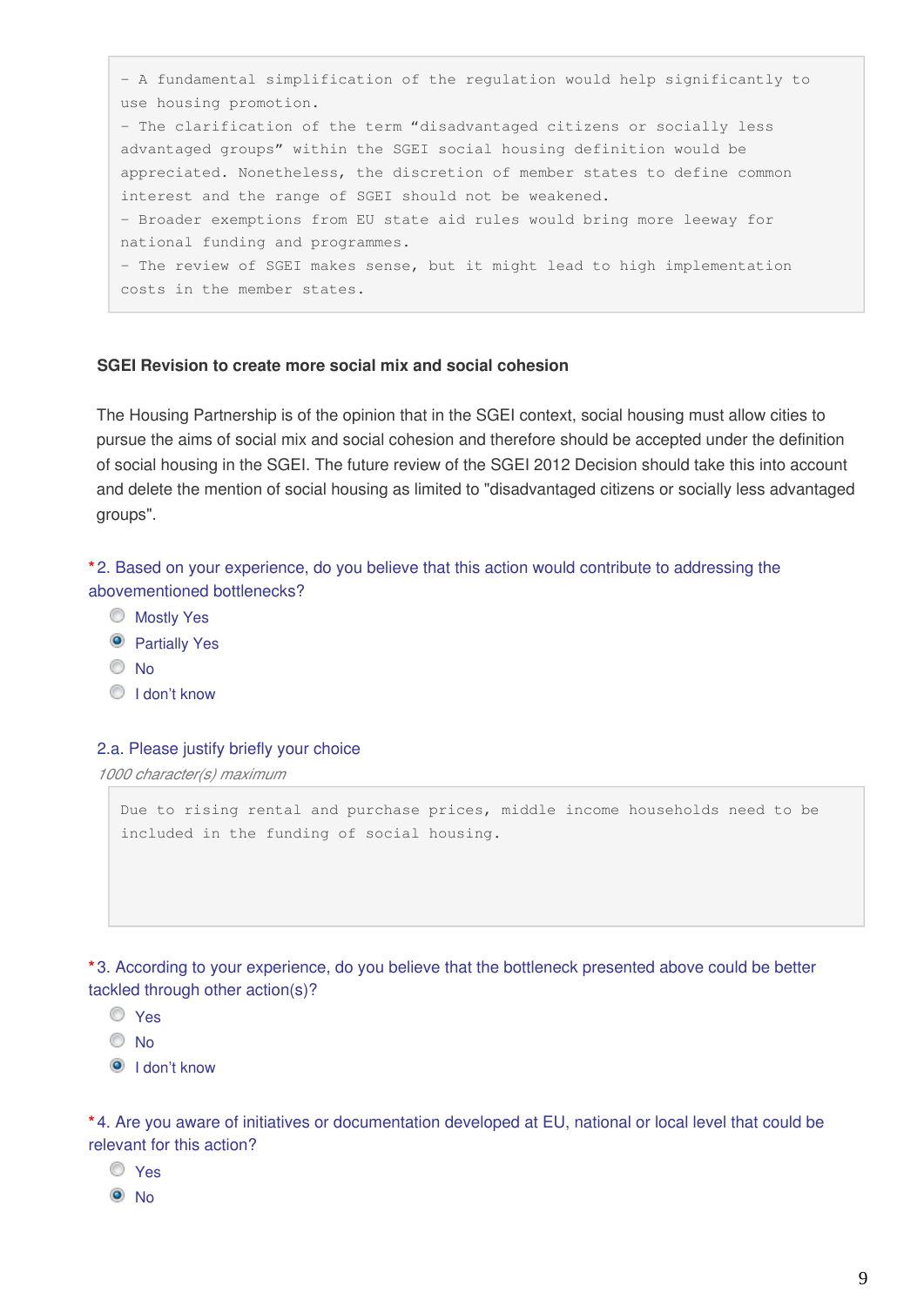- A fundamental simplification of the regulation would help significantly to use housing promotion.
- The clarification of the term "disadvantaged citizens or socially less advantaged groups" within the SGEI social housing definition would be appreciated. Nonetheless, the discretion of member states to define common interest and the range of SGEI should not be weakened.
- Broader exemptions from EU state aid rules would bring more leeway for national funding and programmes.
- The review of SGEI makes sense, but it might lead to high implementation costs in the member states.

**SGEI Revision to create more social mix and social cohesion**

The Housing Partnership is of the opinion that in the SGEI context, social housing must allow cities to pursue the aims of social mix and social cohesion and therefore should be accepted under the definition of social housing in the SGEI. The future review of the SGEI 2012 Decision should take this into account and delete the mention of social housing as limited to "disadvantaged citizens or socially less advantaged groups".

*2. Based on your experience, do you believe that this action would contribute to addressing the abovementioned bottlenecks?

- ( ) Mostly Yes
- (x) Partially Yes
- ( ) No
- ( ) I don't know

2.a. Please justify briefly your choice

*1000 character(s) maximum*

Due to rising rental and purchase prices, middle income households need to be included in the funding of social housing.

*3. According to your experience, do you believe that the bottleneck presented above could be better tackled through other action(s)?

- ( ) Yes
- ( ) No
- (x) I don't know

*4. Are you aware of initiatives or documentation developed at EU, national or local level that could be relevant for this action?

- ( ) Yes
- (x) No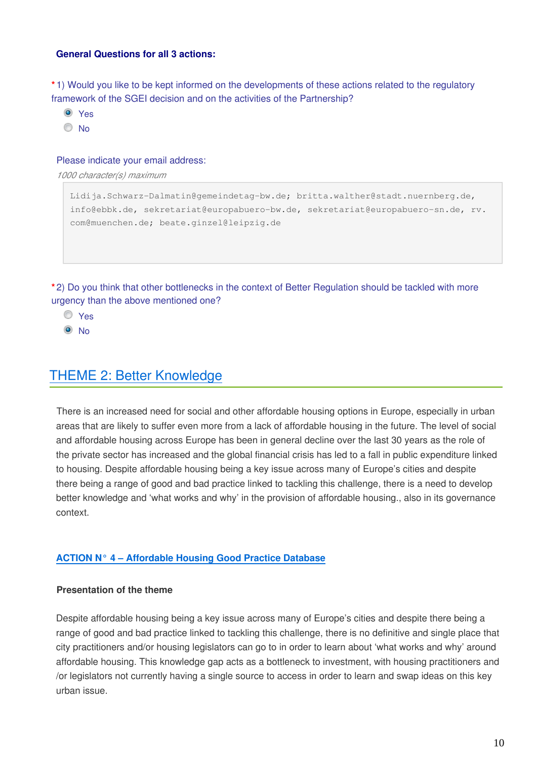**General Questions for all 3 actions:**

*1) Would you like to be kept informed on the developments of these actions related to the regulatory framework of the SGEI decision and on the activities of the Partnership?

- (x) Yes
- ( ) No

Please indicate your email address:

*1000 character(s) maximum*

```
Lidija.Schwarz-Dalmatin@gemeindetag-bw.de; britta.walther@stadt.nuernberg.de, info@ebbk.de, sekretariat@europabuero-bw.de, sekretariat@europabuero-sn.de, rv.com@muenchen.de; beate.ginzel@leipzig.de
```

*2) Do you think that other bottlenecks in the context of Better Regulation should be tackled with more urgency than the above mentioned one?

- ( ) Yes
- (x) No

## THEME 2: Better Knowledge

There is an increased need for social and other affordable housing options in Europe, especially in urban areas that are likely to suffer even more from a lack of affordable housing in the future. The level of social and affordable housing across Europe has been in general decline over the last 30 years as the role of the private sector has increased and the global financial crisis has led to a fall in public expenditure linked to housing. Despite affordable housing being a key issue across many of Europe's cities and despite there being a range of good and bad practice linked to tackling this challenge, there is a need to develop better knowledge and 'what works and why' in the provision of affordable housing., also in its governance context.

### ACTION N° 4 – Affordable Housing Good Practice Database

**Presentation of the theme**

Despite affordable housing being a key issue across many of Europe's cities and despite there being a range of good and bad practice linked to tackling this challenge, there is no definitive and single place that city practitioners and/or housing legislators can go to in order to learn about 'what works and why' around affordable housing. This knowledge gap acts as a bottleneck to investment, with housing practitioners and /or legislators not currently having a single source to access in order to learn and swap ideas on this key urban issue.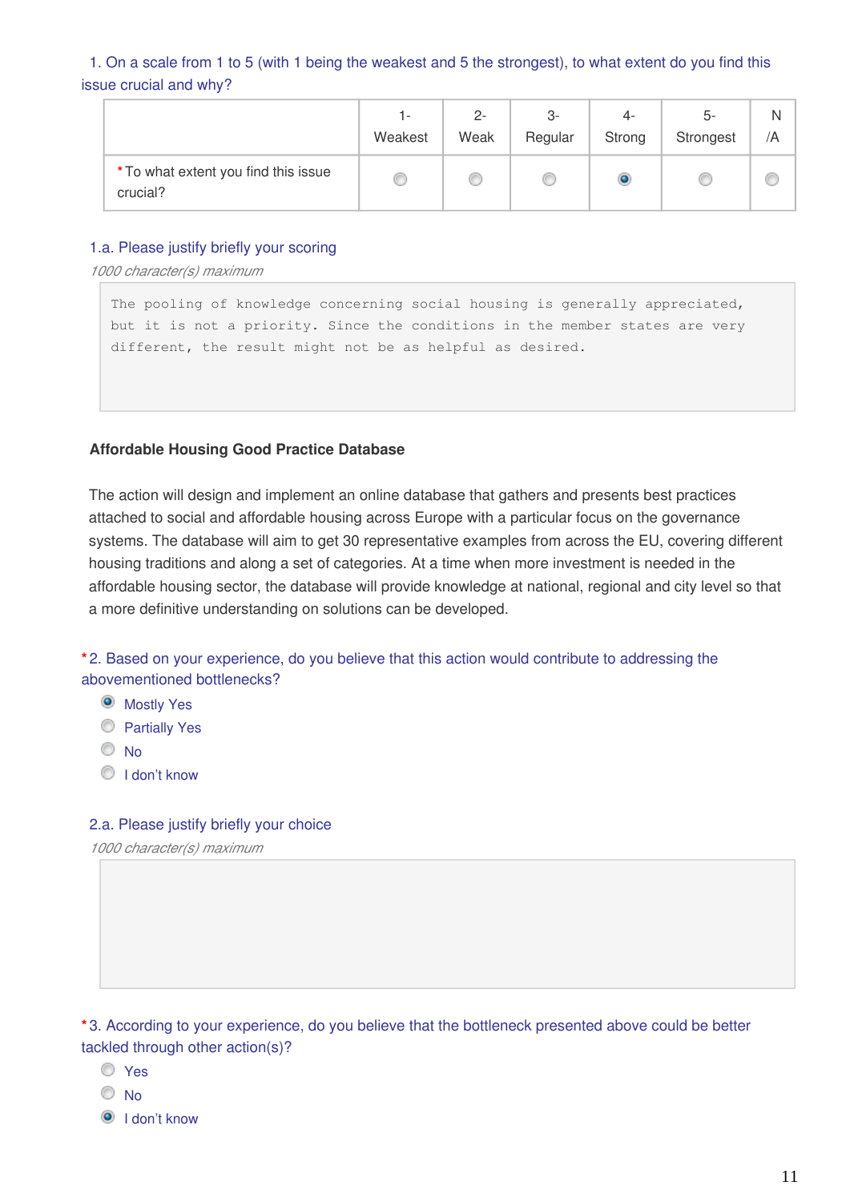1. On a scale from 1 to 5 (with 1 being the weakest and 5 the strongest), to what extent do you find this issue crucial and why?

| | 1-Weakest | 2-Weak | 3-Regular | 4-Strong | 5-Strongest | N/A |
|---|---|---|---|---|---|---|
| *To what extent you find this issue crucial? | ○ | ○ | ○ | ◉ | ○ | ○ |

1.a. Please justify briefly your scoring

*1000 character(s) maximum*

```
The pooling of knowledge concerning social housing is generally appreciated,
but it is not a priority. Since the conditions in the member states are very
different, the result might not be as helpful as desired.
```

**Affordable Housing Good Practice Database**

The action will design and implement an online database that gathers and presents best practices attached to social and affordable housing across Europe with a particular focus on the governance systems. The database will aim to get 30 representative examples from across the EU, covering different housing traditions and along a set of categories. At a time when more investment is needed in the affordable housing sector, the database will provide knowledge at national, regional and city level so that a more definitive understanding on solutions can be developed.

*2. Based on your experience, do you believe that this action would contribute to addressing the abovementioned bottlenecks?

- ◉ Mostly Yes
- ○ Partially Yes
- ○ No
- ○ I don't know

2.a. Please justify briefly your choice

*1000 character(s) maximum*

*3. According to your experience, do you believe that the bottleneck presented above could be better tackled through other action(s)?

- ○ Yes
- ○ No
- ◉ I don't know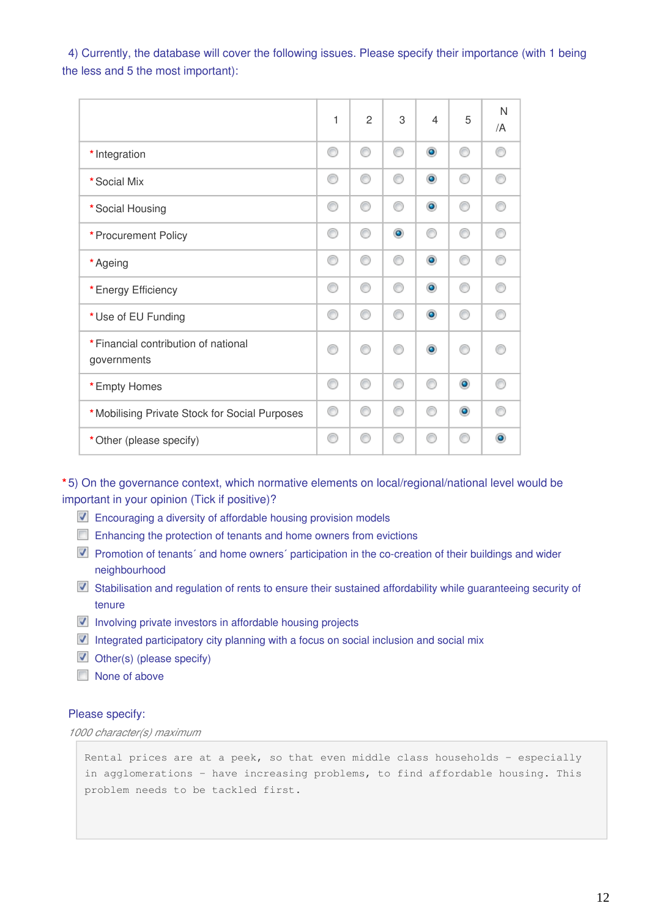4) Currently, the database will cover the following issues. Please specify their importance (with 1 being the less and 5 the most important):

| | 1 | 2 | 3 | 4 | 5 | N/A |
|---|---|---|---|---|---|---|
| * Integration | | | | X | | |
| * Social Mix | | | | X | | |
| * Social Housing | | | | X | | |
| * Procurement Policy | | | X | | | |
| * Ageing | | | | X | | |
| * Energy Efficiency | | | | X | | |
| * Use of EU Funding | | | | X | | |
| * Financial contribution of national governments | | | | X | | |
| * Empty Homes | | | | | X | |
| * Mobilising Private Stock for Social Purposes | | | | | X | |
| * Other (please specify) | | | | | | X |

* 5) On the governance context, which normative elements on local/regional/national level would be important in your opinion (Tick if positive)?

- [x] Encouraging a diversity of affordable housing provision models
- [ ] Enhancing the protection of tenants and home owners from evictions
- [x] Promotion of tenants´ and home owners´ participation in the co-creation of their buildings and wider neighbourhood
- [x] Stabilisation and regulation of rents to ensure their sustained affordability while guaranteeing security of tenure
- [x] Involving private investors in affordable housing projects
- [x] Integrated participatory city planning with a focus on social inclusion and social mix
- [x] Other(s) (please specify)
- [ ] None of above

Please specify:

*1000 character(s) maximum*

Rental prices are at a peek, so that even middle class households - especially in agglomerations - have increasing problems, to find affordable housing. This problem needs to be tackled first.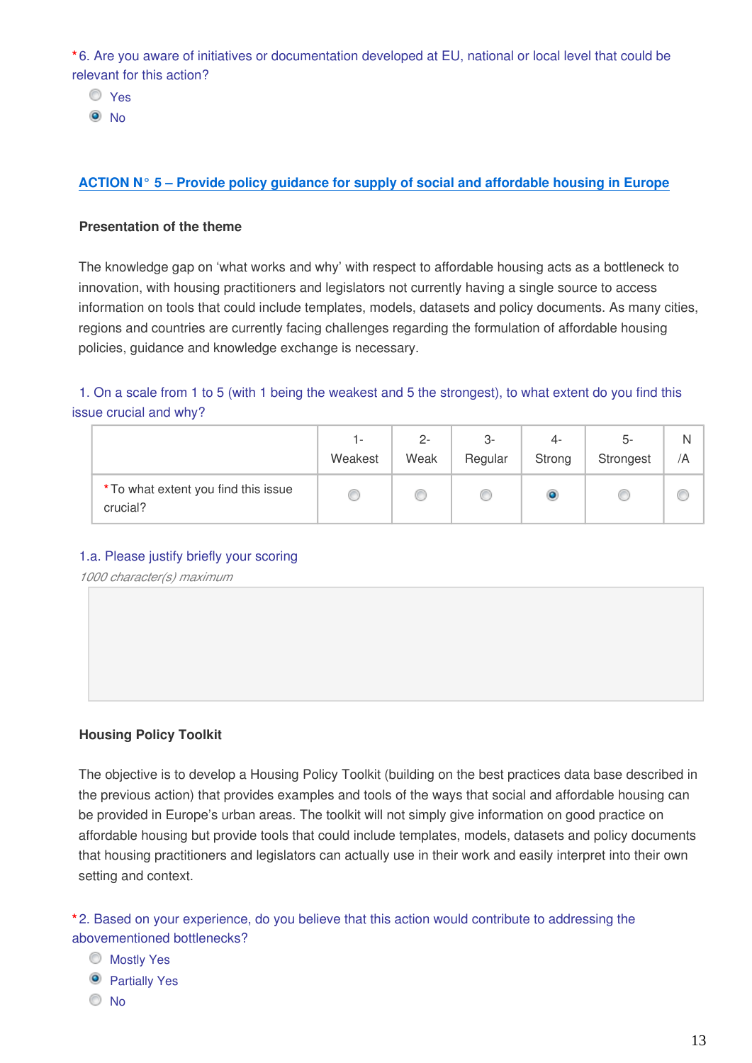*6. Are you aware of initiatives or documentation developed at EU, national or local level that could be relevant for this action?

- ○ Yes
- ◉ No

## ACTION N° 5 – Provide policy guidance for supply of social and affordable housing in Europe

### Presentation of the theme

The knowledge gap on 'what works and why' with respect to affordable housing acts as a bottleneck to innovation, with housing practitioners and legislators not currently having a single source to access information on tools that could include templates, models, datasets and policy documents. As many cities, regions and countries are currently facing challenges regarding the formulation of affordable housing policies, guidance and knowledge exchange is necessary.

1. On a scale from 1 to 5 (with 1 being the weakest and 5 the strongest), to what extent do you find this issue crucial and why?

| | 1- Weakest | 2- Weak | 3- Regular | 4- Strong | 5- Strongest | N /A |
|---|---|---|---|---|---|---|
| *To what extent you find this issue crucial? | ○ | ○ | ○ | ◉ | ○ | ○ |

1.a. Please justify briefly your scoring

*1000 character(s) maximum*

### Housing Policy Toolkit

The objective is to develop a Housing Policy Toolkit (building on the best practices data base described in the previous action) that provides examples and tools of the ways that social and affordable housing can be provided in Europe's urban areas. The toolkit will not simply give information on good practice on affordable housing but provide tools that could include templates, models, datasets and policy documents that housing practitioners and legislators can actually use in their work and easily interpret into their own setting and context.

*2. Based on your experience, do you believe that this action would contribute to addressing the abovementioned bottlenecks?

- ○ Mostly Yes
- ◉ Partially Yes
- ○ No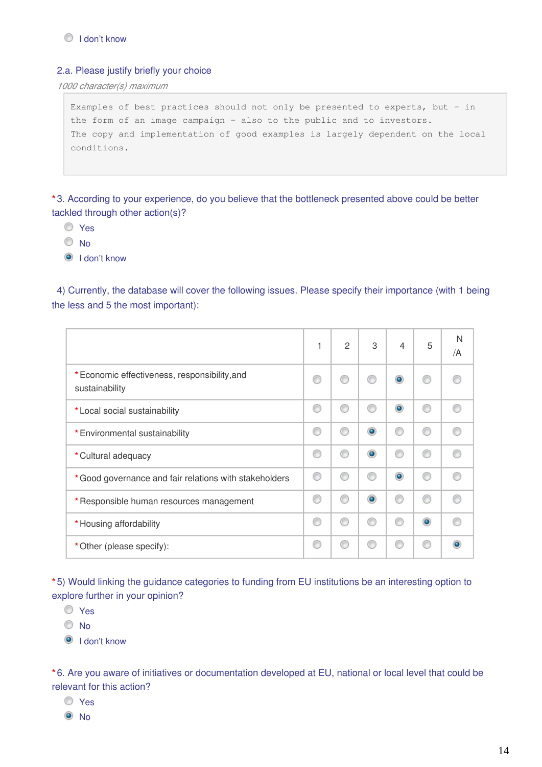- [ ] I don't know

2.a. Please justify briefly your choice

*1000 character(s) maximum*

```
Examples of best practices should not only be presented to experts, but - in
the form of an image campaign - also to the public and to investors.
The copy and implementation of good examples is largely dependent on the local
conditions.
```

*3. According to your experience, do you believe that the bottleneck presented above could be better tackled through other action(s)?

- [ ] Yes
- [ ] No
- [x] I don't know

4) Currently, the database will cover the following issues. Please specify their importance (with 1 being the less and 5 the most important):

| | 1 | 2 | 3 | 4 | 5 | N/A |
|---|---|---|---|---|---|---|
| *Economic effectiveness, responsibility,and sustainability | | | | x | | |
| *Local social sustainability | | | | x | | |
| *Environmental sustainability | | | x | | | |
| *Cultural adequacy | | | x | | | |
| *Good governance and fair relations with stakeholders | | | | x | | |
| *Responsible human resources management | | | x | | | |
| *Housing affordability | | | | | x | |
| *Other (please specify): | | | | | | x |

*5) Would linking the guidance categories to funding from EU institutions be an interesting option to explore further in your opinion?

- [ ] Yes
- [ ] No
- [x] I don't know

*6. Are you aware of initiatives or documentation developed at EU, national or local level that could be relevant for this action?

- [ ] Yes
- [x] No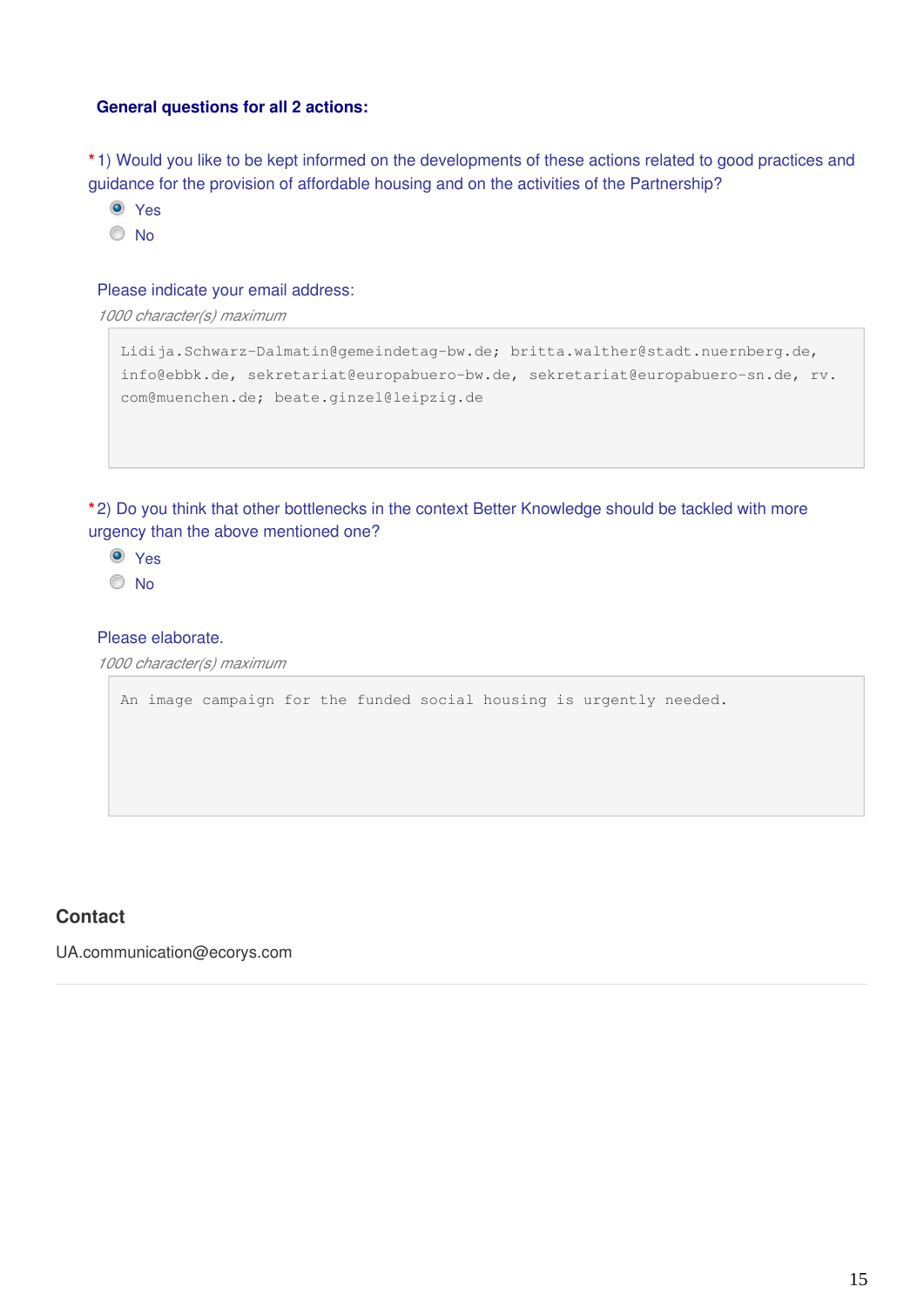**General questions for all 2 actions:**

\* 1) Would you like to be kept informed on the developments of these actions related to good practices and guidance for the provision of affordable housing and on the activities of the Partnership?

- (x) Yes
- ( ) No

Please indicate your email address:

*1000 character(s) maximum*

```
Lidija.Schwarz-Dalmatin@gemeindetag-bw.de; britta.walther@stadt.nuernberg.de, info@ebbk.de, sekretariat@europabuero-bw.de, sekretariat@europabuero-sn.de, rv.com@muenchen.de; beate.ginzel@leipzig.de
```

\* 2) Do you think that other bottlenecks in the context Better Knowledge should be tackled with more urgency than the above mentioned one?

- (x) Yes
- ( ) No

Please elaborate.

*1000 character(s) maximum*

```
An image campaign for the funded social housing is urgently needed.
```

## Contact

UA.communication@ecorys.com